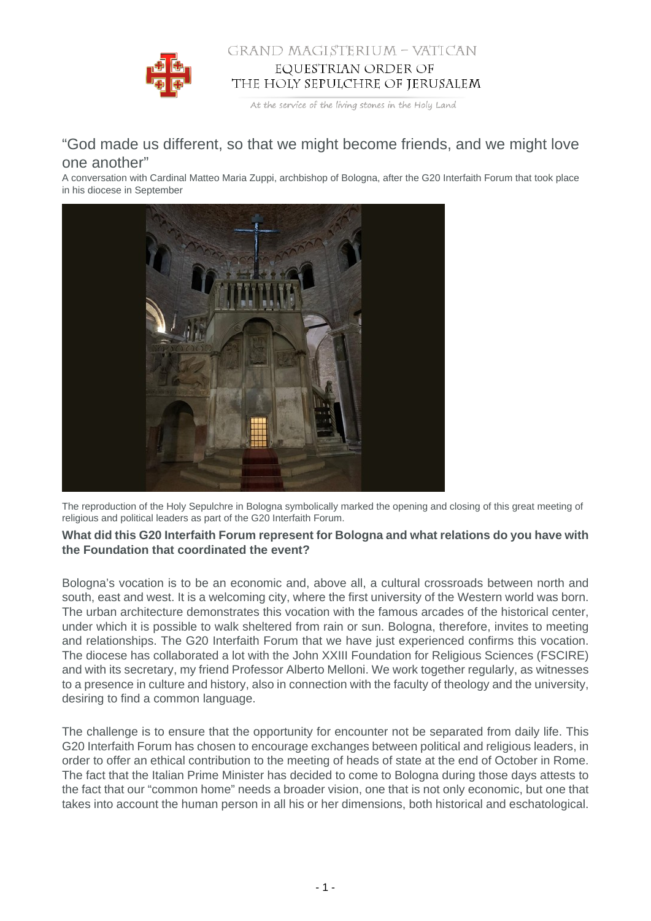GRAND MAGISTERIUM – VATICAN

EQUESTRIAN ORDER OF THE HOLY SEPULCHRE OF JERUSALEM

At the service of the living stones in the Holy Land

# “God made us different, so that we might become friends, and we might love one another”

A conversation with Cardinal Matteo Maria Zuppi, archbishop of Bologna, after the G20 Interfaith Forum that took place in his diocese in September

The reproduction of the Holy Sepulchre in Bologna symbolically marked the opening and closing of this great meeting of religious and political leaders as part of the G20 Interfaith Forum.

**What did this G20 Interfaith Forum represent for Bologna and what relations do you have with the Foundation that coordinated the event?**

Bologna’s vocation is to be an economic and, above all, a cultural crossroads between north and south, east and west. It is a welcoming city, where the first university of the Western world was born. The urban architecture demonstrates this vocation with the famous arcades of the historical center, under which it is possible to walk sheltered from rain or sun. Bologna, therefore, invites to meeting and relationships. The G20 Interfaith Forum that we have just experienced confirms this vocation. The diocese has collaborated a lot with the John XXIII Foundation for Religious Sciences (FSCIRE) and with its secretary, my friend Professor Alberto Melloni. We work together regularly, as witnesses to a presence in culture and history, also in connection with the faculty of theology and the university, desiring to find a common language.

The challenge is to ensure that the opportunity for encounter not be separated from daily life. This G20 Interfaith Forum has chosen to encourage exchanges between political and religious leaders, in order to offer an ethical contribution to the meeting of heads of state at the end of October in Rome. The fact that the Italian Prime Minister has decided to come to Bologna during those days attests to the fact that our “common home” needs a broader vision, one that is not only economic, but one that takes into account the human person in all his or her dimensions, both historical and eschatological.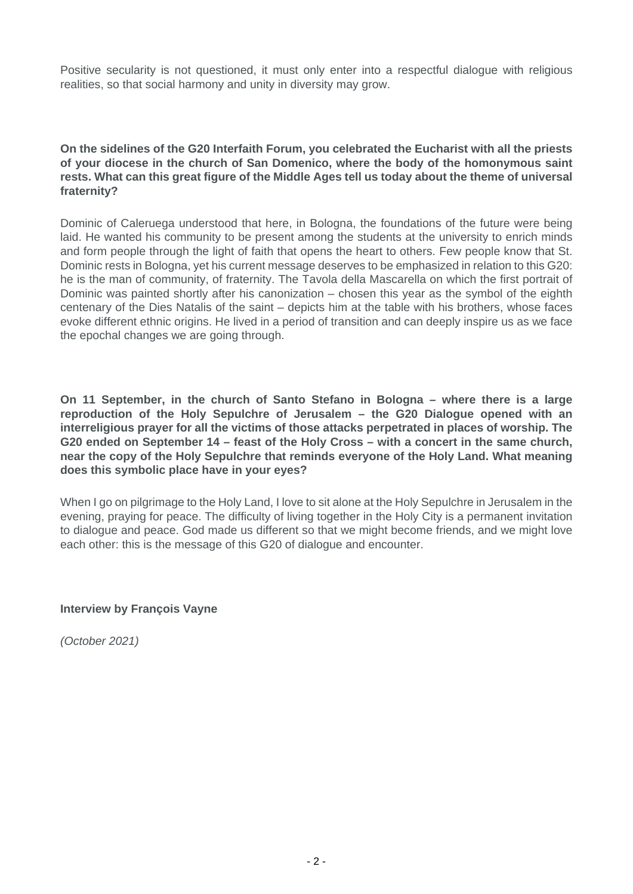Positive secularity is not questioned, it must only enter into a respectful dialogue with religious realities, so that social harmony and unity in diversity may grow.

**On the sidelines of the G20 Interfaith Forum, you celebrated the Eucharist with all the priests of your diocese in the church of San Domenico, where the body of the homonymous saint rests. What can this great figure of the Middle Ages tell us today about the theme of universal fraternity?**

Dominic of Caleruega understood that here, in Bologna, the foundations of the future were being laid. He wanted his community to be present among the students at the university to enrich minds and form people through the light of faith that opens the heart to others. Few people know that St. Dominic rests in Bologna, yet his current message deserves to be emphasized in relation to this G20: he is the man of community, of fraternity. The Tavola della Mascarella on which the first portrait of Dominic was painted shortly after his canonization – chosen this year as the symbol of the eighth centenary of the Dies Natalis of the saint – depicts him at the table with his brothers, whose faces evoke different ethnic origins. He lived in a period of transition and can deeply inspire us as we face the epochal changes we are going through.

**On 11 September, in the church of Santo Stefano in Bologna – where there is a large reproduction of the Holy Sepulchre of Jerusalem – the G20 Dialogue opened with an interreligious prayer for all the victims of those attacks perpetrated in places of worship. The G20 ended on September 14 – feast of the Holy Cross – with a concert in the same church, near the copy of the Holy Sepulchre that reminds everyone of the Holy Land. What meaning does this symbolic place have in your eyes?**

When I go on pilgrimage to the Holy Land, I love to sit alone at the Holy Sepulchre in Jerusalem in the evening, praying for peace. The difficulty of living together in the Holy City is a permanent invitation to dialogue and peace. God made us different so that we might become friends, and we might love each other: this is the message of this G20 of dialogue and encounter.

**Interview by François Vayne**

*(October 2021)*